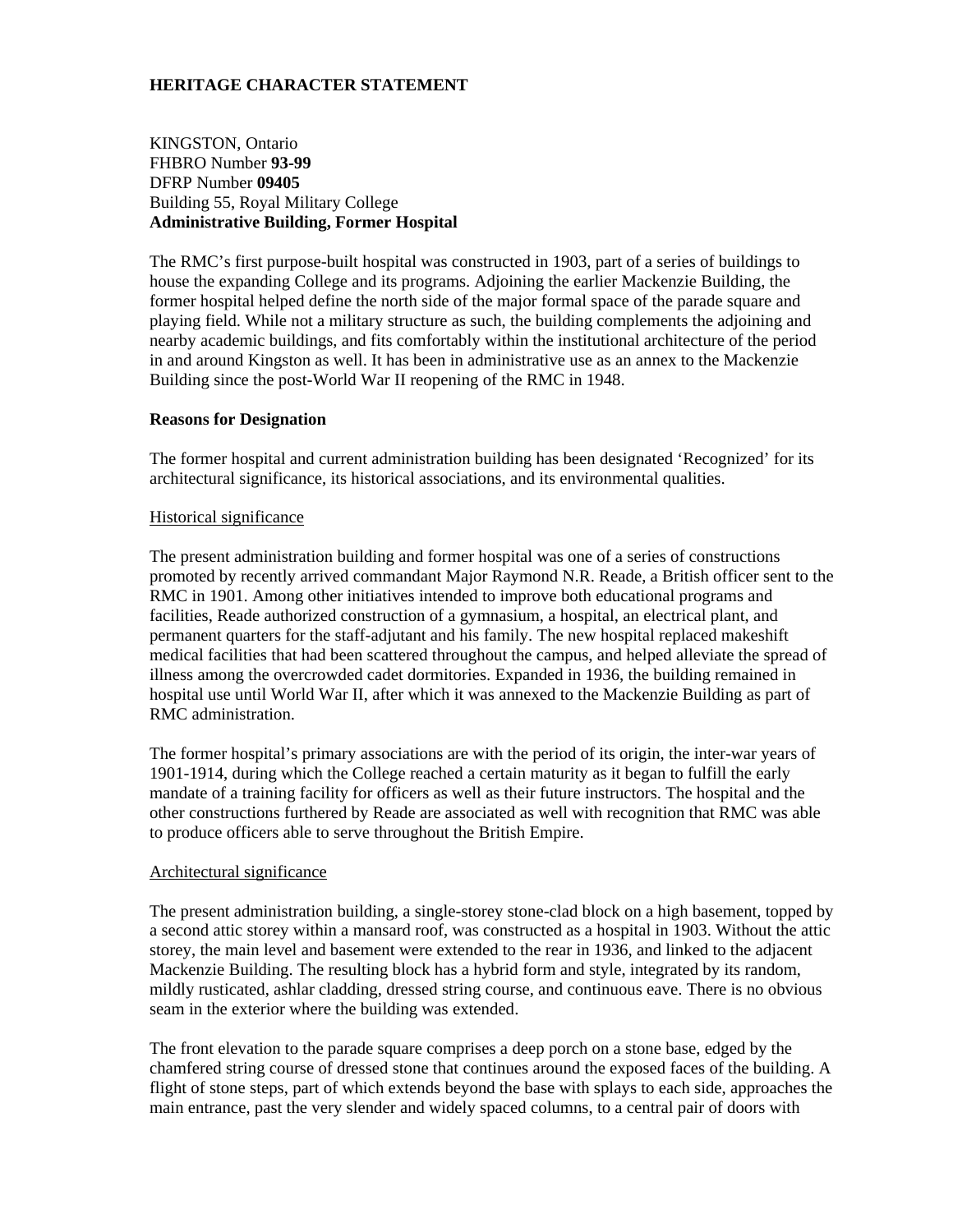**HERITAGE CHARACTER STATEMENT**

KINGSTON, Ontario
FHBRO Number **93-99**
DFRP Number **09405**
Building 55, Royal Military College
**Administrative Building, Former Hospital**

The RMC's first purpose-built hospital was constructed in 1903, part of a series of buildings to house the expanding College and its programs. Adjoining the earlier Mackenzie Building, the former hospital helped define the north side of the major formal space of the parade square and playing field. While not a military structure as such, the building complements the adjoining and nearby academic buildings, and fits comfortably within the institutional architecture of the period in and around Kingston as well. It has been in administrative use as an annex to the Mackenzie Building since the post-World War II reopening of the RMC in 1948.

**Reasons for Designation**

The former hospital and current administration building has been designated 'Recognized' for its architectural significance, its historical associations, and its environmental qualities.

Historical significance

The present administration building and former hospital was one of a series of constructions promoted by recently arrived commandant Major Raymond N.R. Reade, a British officer sent to the RMC in 1901. Among other initiatives intended to improve both educational programs and facilities, Reade authorized construction of a gymnasium, a hospital, an electrical plant, and permanent quarters for the staff-adjutant and his family. The new hospital replaced makeshift medical facilities that had been scattered throughout the campus, and helped alleviate the spread of illness among the overcrowded cadet dormitories. Expanded in 1936, the building remained in hospital use until World War II, after which it was annexed to the Mackenzie Building as part of RMC administration.

The former hospital's primary associations are with the period of its origin, the inter-war years of 1901-1914, during which the College reached a certain maturity as it began to fulfill the early mandate of a training facility for officers as well as their future instructors. The hospital and the other constructions furthered by Reade are associated as well with recognition that RMC was able to produce officers able to serve throughout the British Empire.

Architectural significance

The present administration building, a single-storey stone-clad block on a high basement, topped by a second attic storey within a mansard roof, was constructed as a hospital in 1903. Without the attic storey, the main level and basement were extended to the rear in 1936, and linked to the adjacent Mackenzie Building. The resulting block has a hybrid form and style, integrated by its random, mildly rusticated, ashlar cladding, dressed string course, and continuous eave. There is no obvious seam in the exterior where the building was extended.

The front elevation to the parade square comprises a deep porch on a stone base, edged by the chamfered string course of dressed stone that continues around the exposed faces of the building. A flight of stone steps, part of which extends beyond the base with splays to each side, approaches the main entrance, past the very slender and widely spaced columns, to a central pair of doors with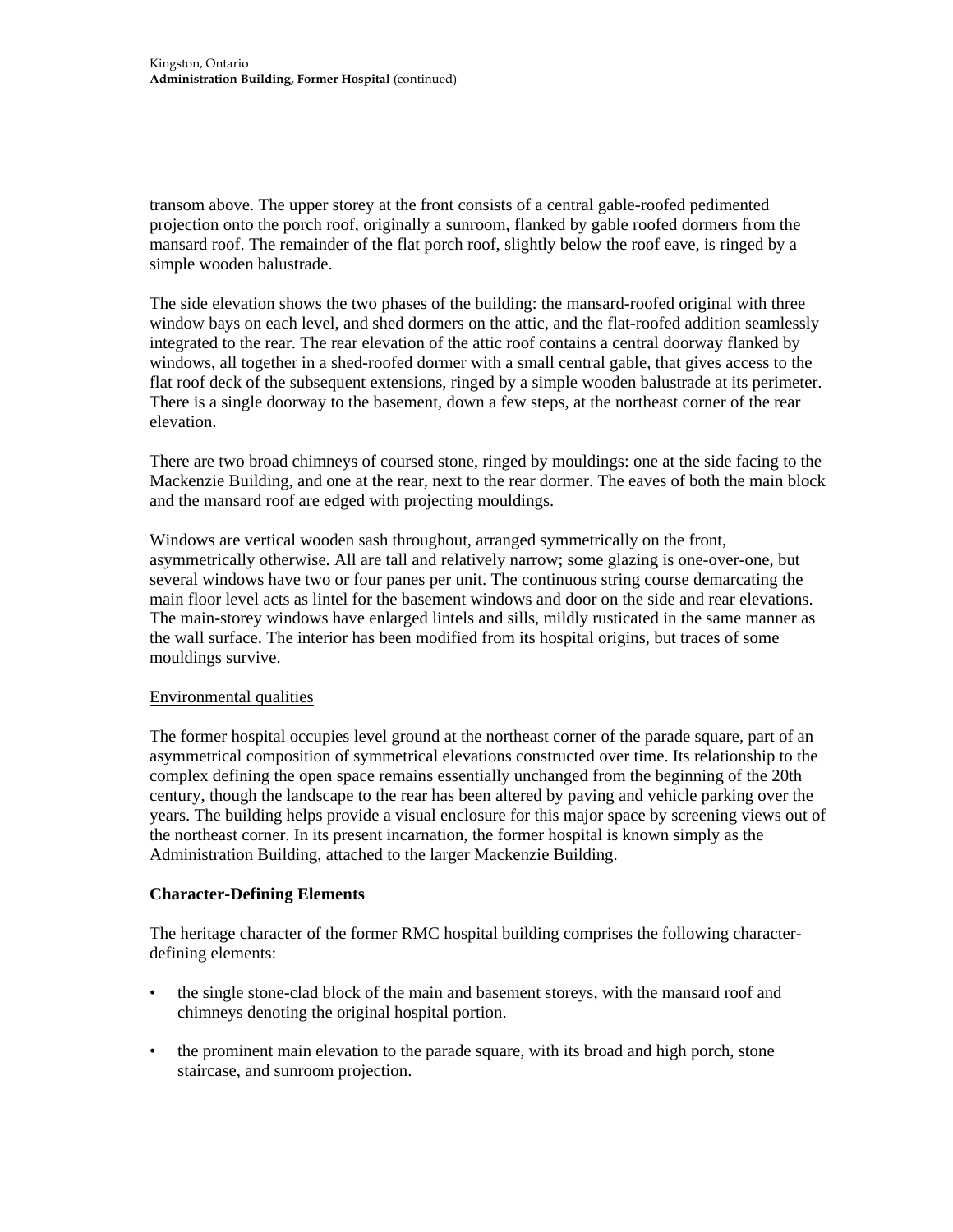transom above. The upper storey at the front consists of a central gable-roofed pedimented projection onto the porch roof, originally a sunroom, flanked by gable roofed dormers from the mansard roof. The remainder of the flat porch roof, slightly below the roof eave, is ringed by a simple wooden balustrade.

The side elevation shows the two phases of the building: the mansard-roofed original with three window bays on each level, and shed dormers on the attic, and the flat-roofed addition seamlessly integrated to the rear. The rear elevation of the attic roof contains a central doorway flanked by windows, all together in a shed-roofed dormer with a small central gable, that gives access to the flat roof deck of the subsequent extensions, ringed by a simple wooden balustrade at its perimeter. There is a single doorway to the basement, down a few steps, at the northeast corner of the rear elevation.

There are two broad chimneys of coursed stone, ringed by mouldings: one at the side facing to the Mackenzie Building, and one at the rear, next to the rear dormer. The eaves of both the main block and the mansard roof are edged with projecting mouldings.

Windows are vertical wooden sash throughout, arranged symmetrically on the front, asymmetrically otherwise. All are tall and relatively narrow; some glazing is one-over-one, but several windows have two or four panes per unit. The continuous string course demarcating the main floor level acts as lintel for the basement windows and door on the side and rear elevations. The main-storey windows have enlarged lintels and sills, mildly rusticated in the same manner as the wall surface. The interior has been modified from its hospital origins, but traces of some mouldings survive.

<u>Environmental qualities</u>

The former hospital occupies level ground at the northeast corner of the parade square, part of an asymmetrical composition of symmetrical elevations constructed over time. Its relationship to the complex defining the open space remains essentially unchanged from the beginning of the 20th century, though the landscape to the rear has been altered by paving and vehicle parking over the years. The building helps provide a visual enclosure for this major space by screening views out of the northeast corner. In its present incarnation, the former hospital is known simply as the Administration Building, attached to the larger Mackenzie Building.

**Character-Defining Elements**

The heritage character of the former RMC hospital building comprises the following character-defining elements:

- the single stone-clad block of the main and basement storeys, with the mansard roof and chimneys denoting the original hospital portion.
- the prominent main elevation to the parade square, with its broad and high porch, stone staircase, and sunroom projection.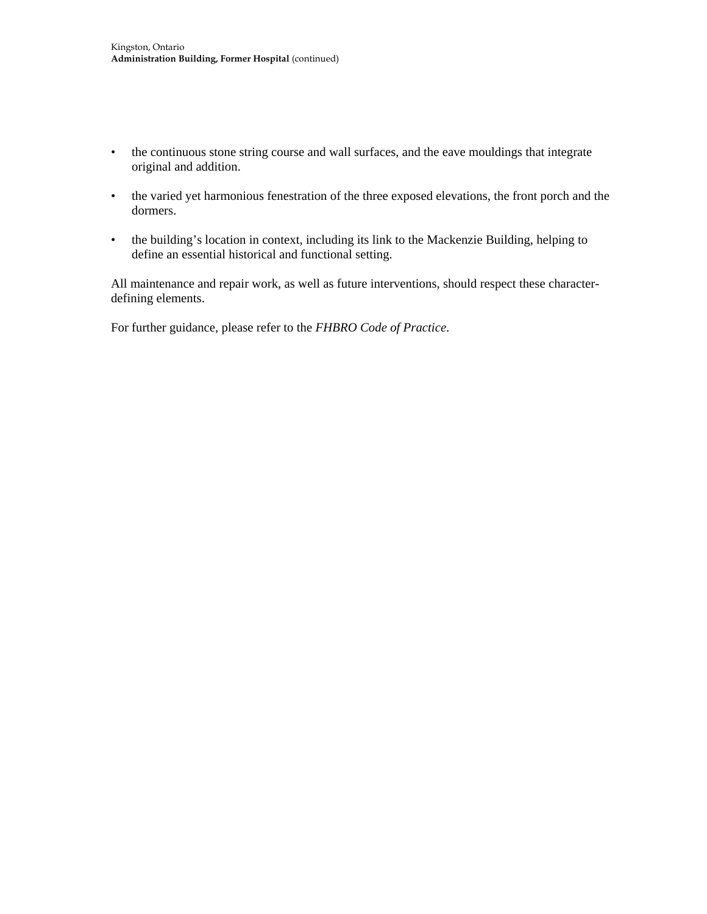- the continuous stone string course and wall surfaces, and the eave mouldings that integrate original and addition.

- the varied yet harmonious fenestration of the three exposed elevations, the front porch and the dormers.

- the building's location in context, including its link to the Mackenzie Building, helping to define an essential historical and functional setting.

All maintenance and repair work, as well as future interventions, should respect these character-defining elements.

For further guidance, please refer to the *FHBRO Code of Practice*.